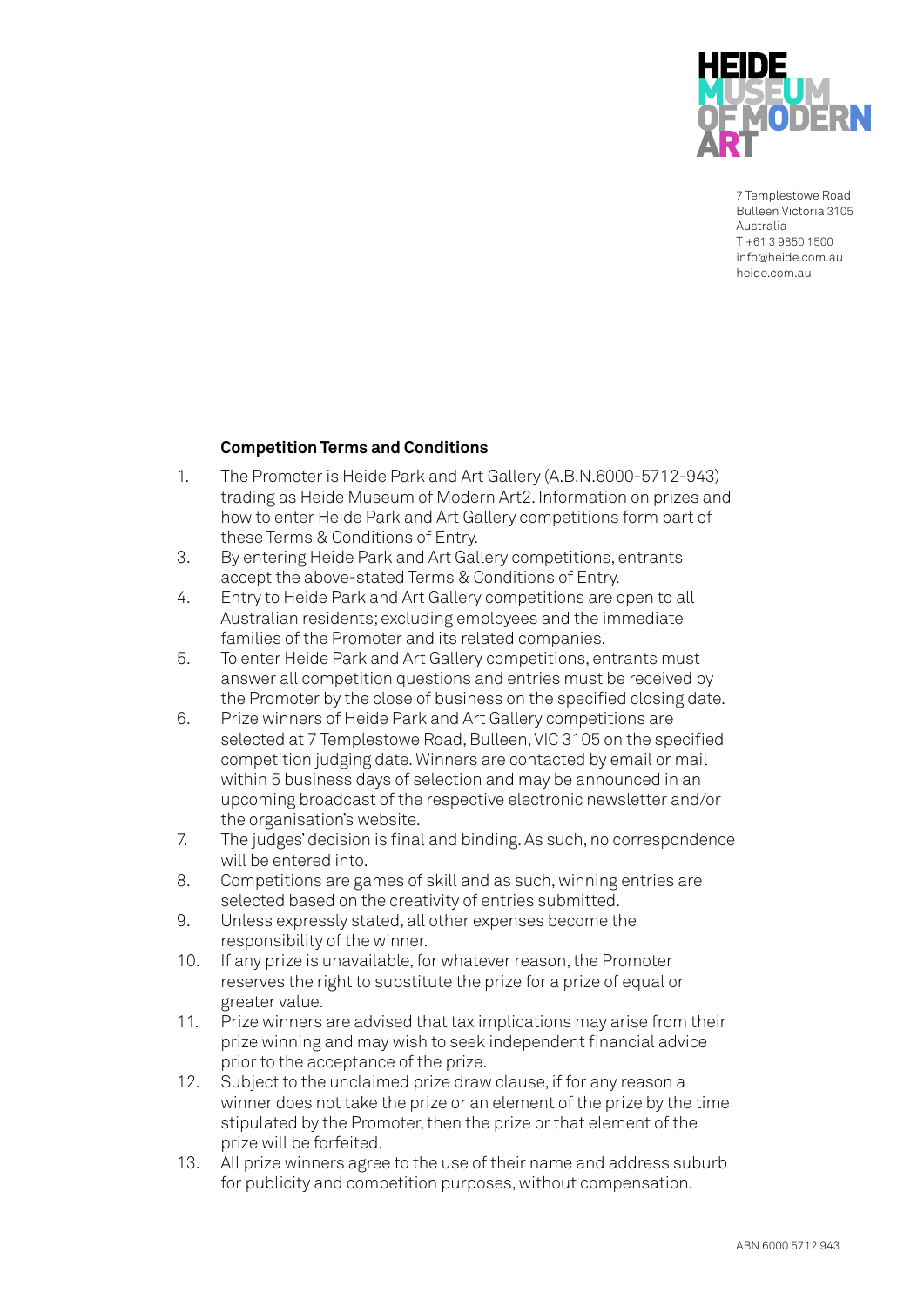HEIDE MUSEUM OF MODERN ART

7 Templestowe Road
Bulleen Victoria 3105
Australia
T +61 3 9850 1500
info@heide.com.au
heide.com.au

**Competition Terms and Conditions**

1. The Promoter is Heide Park and Art Gallery (A.B.N.6000-5712-943) trading as Heide Museum of Modern Art2. Information on prizes and how to enter Heide Park and Art Gallery competitions form part of these Terms & Conditions of Entry.
3. By entering Heide Park and Art Gallery competitions, entrants accept the above-stated Terms & Conditions of Entry.
4. Entry to Heide Park and Art Gallery competitions are open to all Australian residents; excluding employees and the immediate families of the Promoter and its related companies.
5. To enter Heide Park and Art Gallery competitions, entrants must answer all competition questions and entries must be received by the Promoter by the close of business on the specified closing date.
6. Prize winners of Heide Park and Art Gallery competitions are selected at 7 Templestowe Road, Bulleen, VIC 3105 on the specified competition judging date. Winners are contacted by email or mail within 5 business days of selection and may be announced in an upcoming broadcast of the respective electronic newsletter and/or the organisation's website.
7. The judges' decision is final and binding. As such, no correspondence will be entered into.
8. Competitions are games of skill and as such, winning entries are selected based on the creativity of entries submitted.
9. Unless expressly stated, all other expenses become the responsibility of the winner.
10. If any prize is unavailable, for whatever reason, the Promoter reserves the right to substitute the prize for a prize of equal or greater value.
11. Prize winners are advised that tax implications may arise from their prize winning and may wish to seek independent financial advice prior to the acceptance of the prize.
12. Subject to the unclaimed prize draw clause, if for any reason a winner does not take the prize or an element of the prize by the time stipulated by the Promoter, then the prize or that element of the prize will be forfeited.
13. All prize winners agree to the use of their name and address suburb for publicity and competition purposes, without compensation.

ABN 6000 5712 943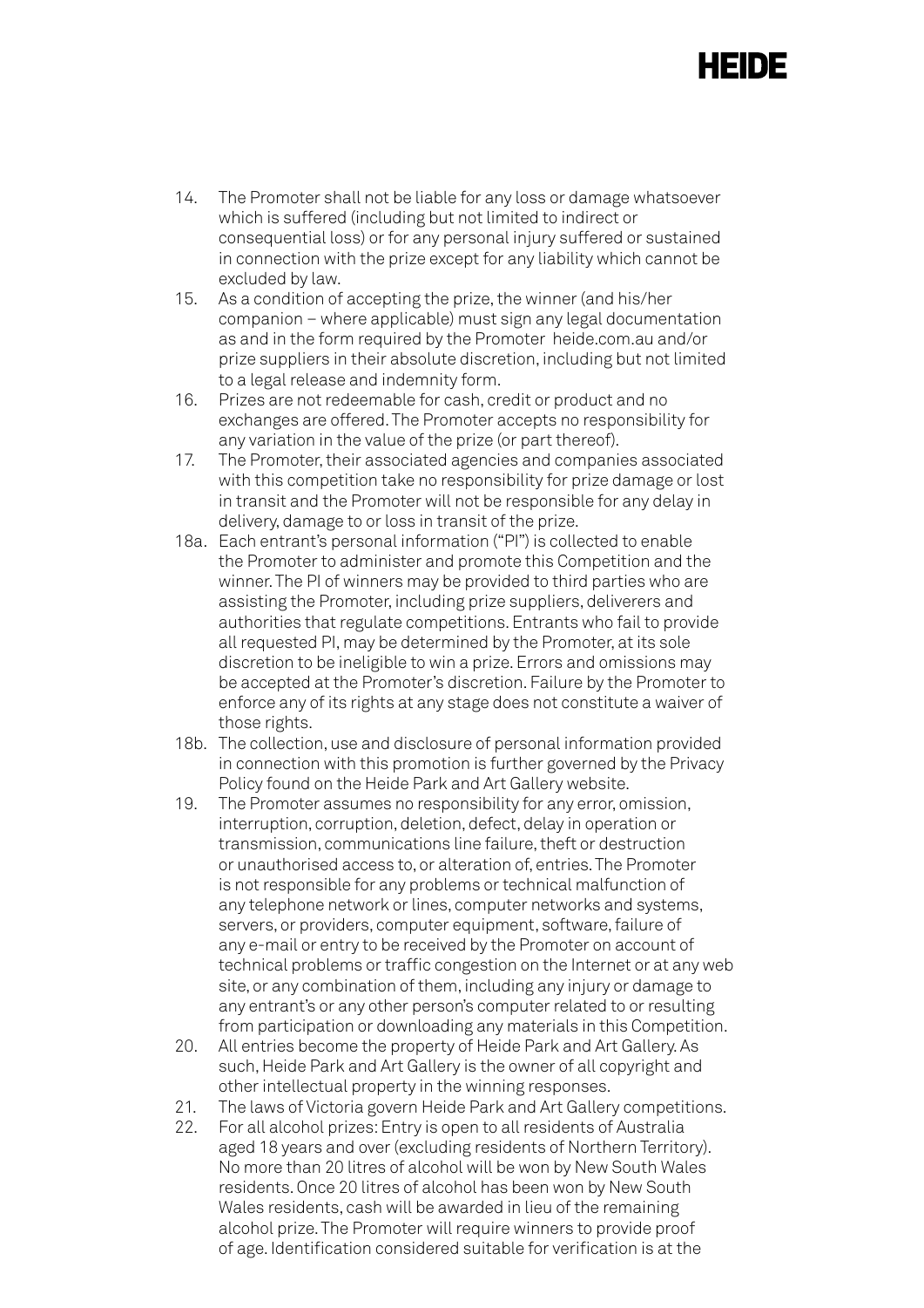14. The Promoter shall not be liable for any loss or damage whatsoever which is suffered (including but not limited to indirect or consequential loss) or for any personal injury suffered or sustained in connection with the prize except for any liability which cannot be excluded by law.
15. As a condition of accepting the prize, the winner (and his/her companion – where applicable) must sign any legal documentation as and in the form required by the Promoter heide.com.au and/or prize suppliers in their absolute discretion, including but not limited to a legal release and indemnity form.
16. Prizes are not redeemable for cash, credit or product and no exchanges are offered. The Promoter accepts no responsibility for any variation in the value of the prize (or part thereof).
17. The Promoter, their associated agencies and companies associated with this competition take no responsibility for prize damage or lost in transit and the Promoter will not be responsible for any delay in delivery, damage to or loss in transit of the prize.

18a. Each entrant's personal information ("PI") is collected to enable the Promoter to administer and promote this Competition and the winner. The PI of winners may be provided to third parties who are assisting the Promoter, including prize suppliers, deliverers and authorities that regulate competitions. Entrants who fail to provide all requested PI, may be determined by the Promoter, at its sole discretion to be ineligible to win a prize. Errors and omissions may be accepted at the Promoter's discretion. Failure by the Promoter to enforce any of its rights at any stage does not constitute a waiver of those rights.

18b. The collection, use and disclosure of personal information provided in connection with this promotion is further governed by the Privacy Policy found on the Heide Park and Art Gallery website.

19. The Promoter assumes no responsibility for any error, omission, interruption, corruption, deletion, defect, delay in operation or transmission, communications line failure, theft or destruction or unauthorised access to, or alteration of, entries. The Promoter is not responsible for any problems or technical malfunction of any telephone network or lines, computer networks and systems, servers, or providers, computer equipment, software, failure of any e-mail or entry to be received by the Promoter on account of technical problems or traffic congestion on the Internet or at any web site, or any combination of them, including any injury or damage to any entrant's or any other person's computer related to or resulting from participation or downloading any materials in this Competition.
20. All entries become the property of Heide Park and Art Gallery. As such, Heide Park and Art Gallery is the owner of all copyright and other intellectual property in the winning responses.
21. The laws of Victoria govern Heide Park and Art Gallery competitions.
22. For all alcohol prizes: Entry is open to all residents of Australia aged 18 years and over (excluding residents of Northern Territory). No more than 20 litres of alcohol will be won by New South Wales residents. Once 20 litres of alcohol has been won by New South Wales residents, cash will be awarded in lieu of the remaining alcohol prize. The Promoter will require winners to provide proof of age. Identification considered suitable for verification is at the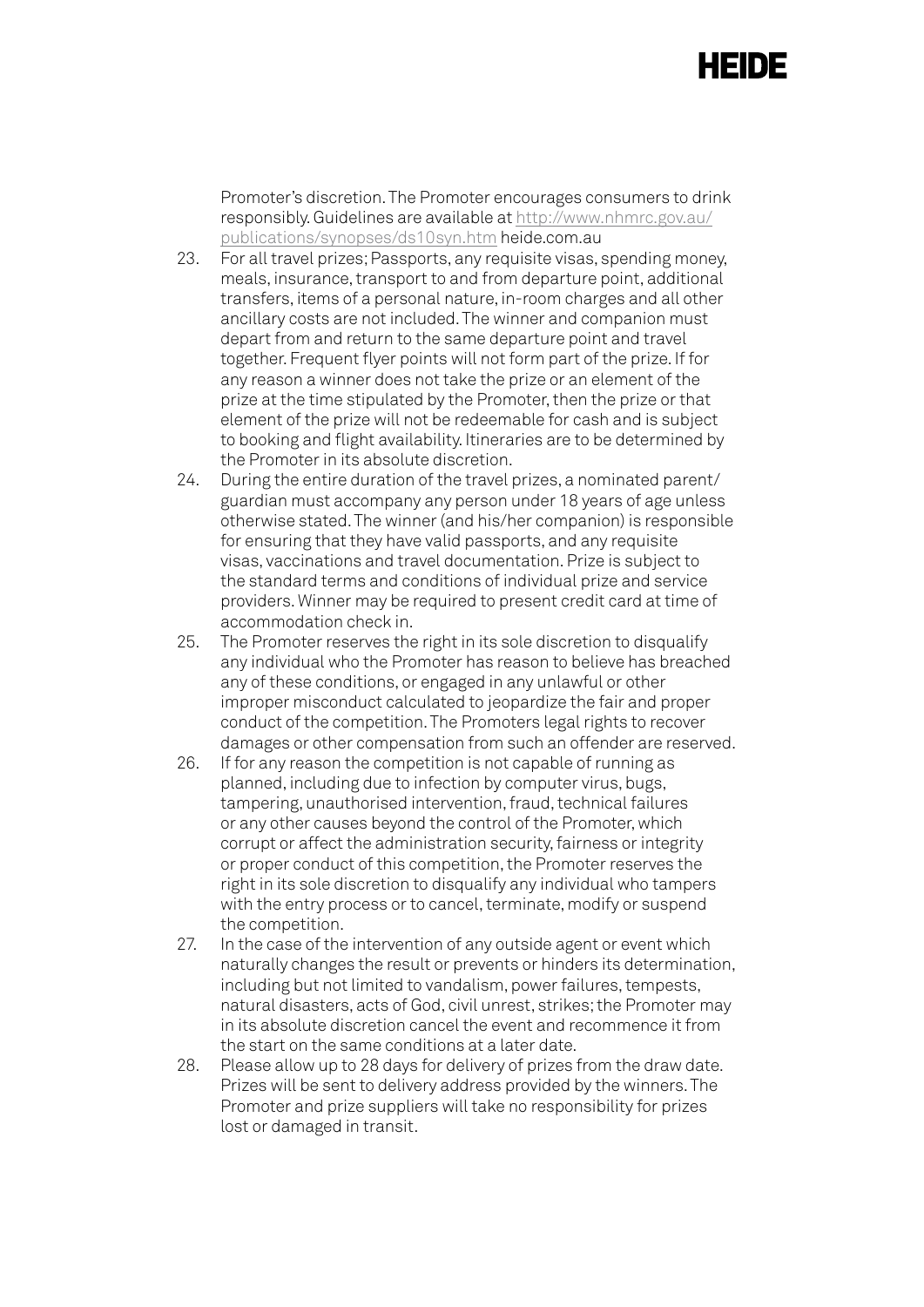Promoter's discretion. The Promoter encourages consumers to drink responsibly. Guidelines are available at [http://www.nhmrc.gov.au/publications/synopses/ds10syn.htm](http://www.nhmrc.gov.au/publications/synopses/ds10syn.htm) heide.com.au

23. For all travel prizes; Passports, any requisite visas, spending money, meals, insurance, transport to and from departure point, additional transfers, items of a personal nature, in-room charges and all other ancillary costs are not included. The winner and companion must depart from and return to the same departure point and travel together. Frequent flyer points will not form part of the prize. If for any reason a winner does not take the prize or an element of the prize at the time stipulated by the Promoter, then the prize or that element of the prize will not be redeemable for cash and is subject to booking and flight availability. Itineraries are to be determined by the Promoter in its absolute discretion.
24. During the entire duration of the travel prizes, a nominated parent/guardian must accompany any person under 18 years of age unless otherwise stated. The winner (and his/her companion) is responsible for ensuring that they have valid passports, and any requisite visas, vaccinations and travel documentation. Prize is subject to the standard terms and conditions of individual prize and service providers. Winner may be required to present credit card at time of accommodation check in.
25. The Promoter reserves the right in its sole discretion to disqualify any individual who the Promoter has reason to believe has breached any of these conditions, or engaged in any unlawful or other improper misconduct calculated to jeopardize the fair and proper conduct of the competition. The Promoters legal rights to recover damages or other compensation from such an offender are reserved.
26. If for any reason the competition is not capable of running as planned, including due to infection by computer virus, bugs, tampering, unauthorised intervention, fraud, technical failures or any other causes beyond the control of the Promoter, which corrupt or affect the administration security, fairness or integrity or proper conduct of this competition, the Promoter reserves the right in its sole discretion to disqualify any individual who tampers with the entry process or to cancel, terminate, modify or suspend the competition.
27. In the case of the intervention of any outside agent or event which naturally changes the result or prevents or hinders its determination, including but not limited to vandalism, power failures, tempests, natural disasters, acts of God, civil unrest, strikes; the Promoter may in its absolute discretion cancel the event and recommence it from the start on the same conditions at a later date.
28. Please allow up to 28 days for delivery of prizes from the draw date. Prizes will be sent to delivery address provided by the winners. The Promoter and prize suppliers will take no responsibility for prizes lost or damaged in transit.